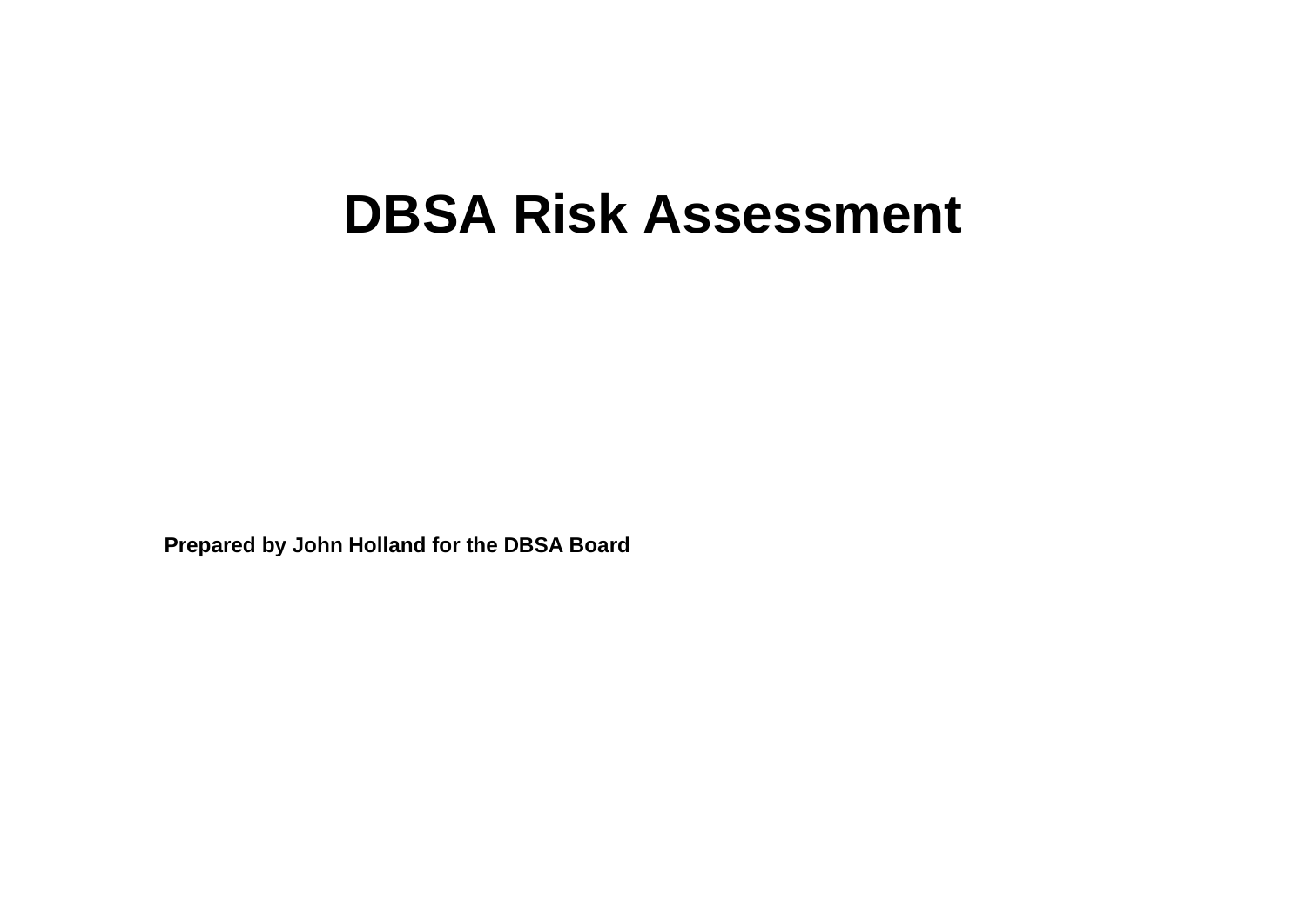# DBSA Risk Assessment

**Prepared by John Holland for the DBSA Board**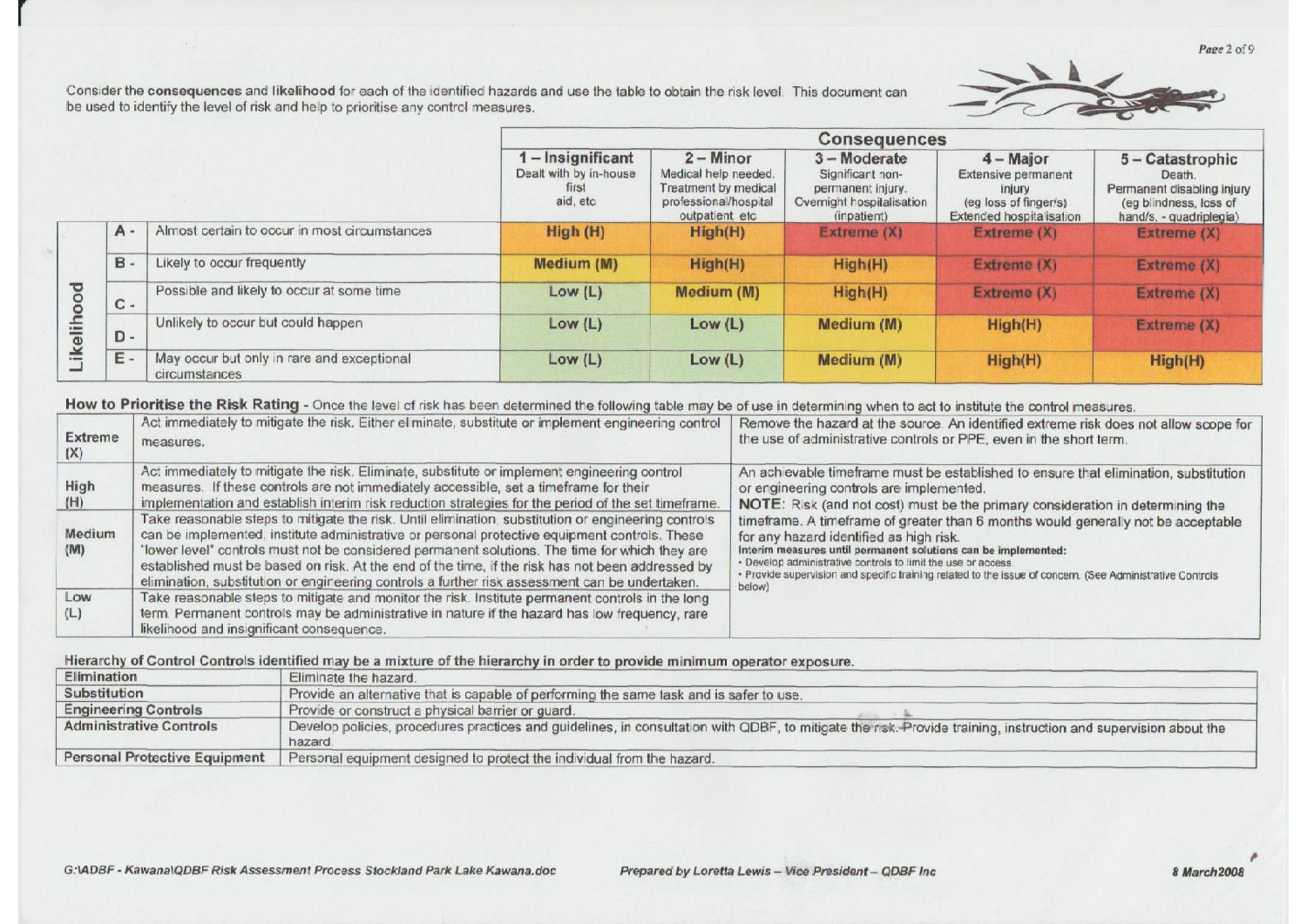Consider the **consequences** and **likelihood** for each of the identified hazards and use the table to obtain the risk level. This document can be used to identify the level of risk and help to prioritise any control measures.

| | | | **Consequences** | | | | |
|---|---|---|---|---|---|---|---|
| | | | **1 – Insignificant** Dealt with by in-house first aid, etc | **2 – Minor** Medical help needed. Treatment by medical professional/hospital outpatient etc | **3 – Moderate** Significant non-permanent injury. Overnight hospitalisation (inpatient) | **4 – Major** Extensive permanent injury (eg loss of finger/s) Extended hospitalisation | **5 – Catastrophic** Death. Permanent disabling injury (eg blindness, loss of hand/s, - quadriplegia) |
| **Likelihood** | **A -** | Almost certain to occur in most circumstances | **High (H)** | **High(H)** | **Extreme (X)** | **Extreme (X)** | **Extreme (X)** |
| | **B -** | Likely to occur frequently | **Medium (M)** | **High(H)** | **High(H)** | **Extreme (X)** | **Extreme (X)** |
| | **C -** | Possible and likely to occur at some time | Low (L) | **Medium (M)** | **High(H)** | **Extreme (X)** | **Extreme (X)** |
| | **D -** | Unlikely to occur but could happen | Low (L) | Low (L) | **Medium (M)** | **High(H)** | **Extreme (X)** |
| | **E -** | May occur but only in rare and exceptional circumstances | Low (L) | Low (L) | **Medium (M)** | **High(H)** | **High(H)** |

**How to Prioritise the Risk Rating** - Once the level of risk has been determined the following table may be of use in determining when to act to institute the control measures.

| | | |
|---|---|---|
| Extreme (X) | Act immediately to mitigate the risk. Either eliminate, substitute or implement engineering control measures. | Remove the hazard at the source. An identified extreme risk does not allow scope for the use of administrative controls or PPE, even in the short term. |
| High (H) | Act immediately to mitigate the risk. Eliminate, substitute or implement engineering control measures. If these controls are not immediately accessible, set a timeframe for their implementation and establish interim risk reduction strategies for the period of the set timeframe. | An achievable timeframe must be established to ensure that elimination, substitution or engineering controls are implemented. **NOTE**: Risk (and not cost) must be the primary consideration in determining the timeframe. A timeframe of greater than 6 months would generally not be acceptable for any hazard identified as high risk. **Interim measures until permanent solutions can be implemented:** • Develop administrative controls to limit the use or access. • Provide supervision and specific training related to the issue of concern. (See Administrative Controls below) |
| Medium (M) | Take reasonable steps to mitigate the risk. Until elimination, substitution or engineering controls can be implemented, institute administrative or personal protective equipment controls. These "lower level" controls must not be considered permanent solutions. The time for which they are established must be based on risk. At the end of the time, if the risk has not been addressed by elimination, substitution or engineering controls a further risk assessment can be undertaken. | |
| Low (L) | Take reasonable steps to mitigate and monitor the risk. Institute permanent controls in the long term. Permanent controls may be administrative in nature if the hazard has low frequency, rare likelihood and insignificant consequence. | |

**Hierarchy of Control Controls identified may be a mixture of the hierarchy in order to provide minimum operator exposure.**

| | |
|---|---|
| **Elimination** | Eliminate the hazard. |
| **Substitution** | Provide an alternative that is capable of performing the same task and is safer to use. |
| **Engineering Controls** | Provide or construct a physical barrier or guard. |
| **Administrative Controls** | Develop policies, procedures practices and guidelines, in consultation with QDBF, to mitigate the risk. Provide training, instruction and supervision about the hazard. |
| **Personal Protective Equipment** | Personal equipment designed to protect the individual from the hazard. |

*G:\ADBF - Kawana\QDBF Risk Assessment Process Stockland Park Lake Kawana.doc* *Prepared by Loretta Lewis – Vice President – QDBF Inc* *8 March 2008*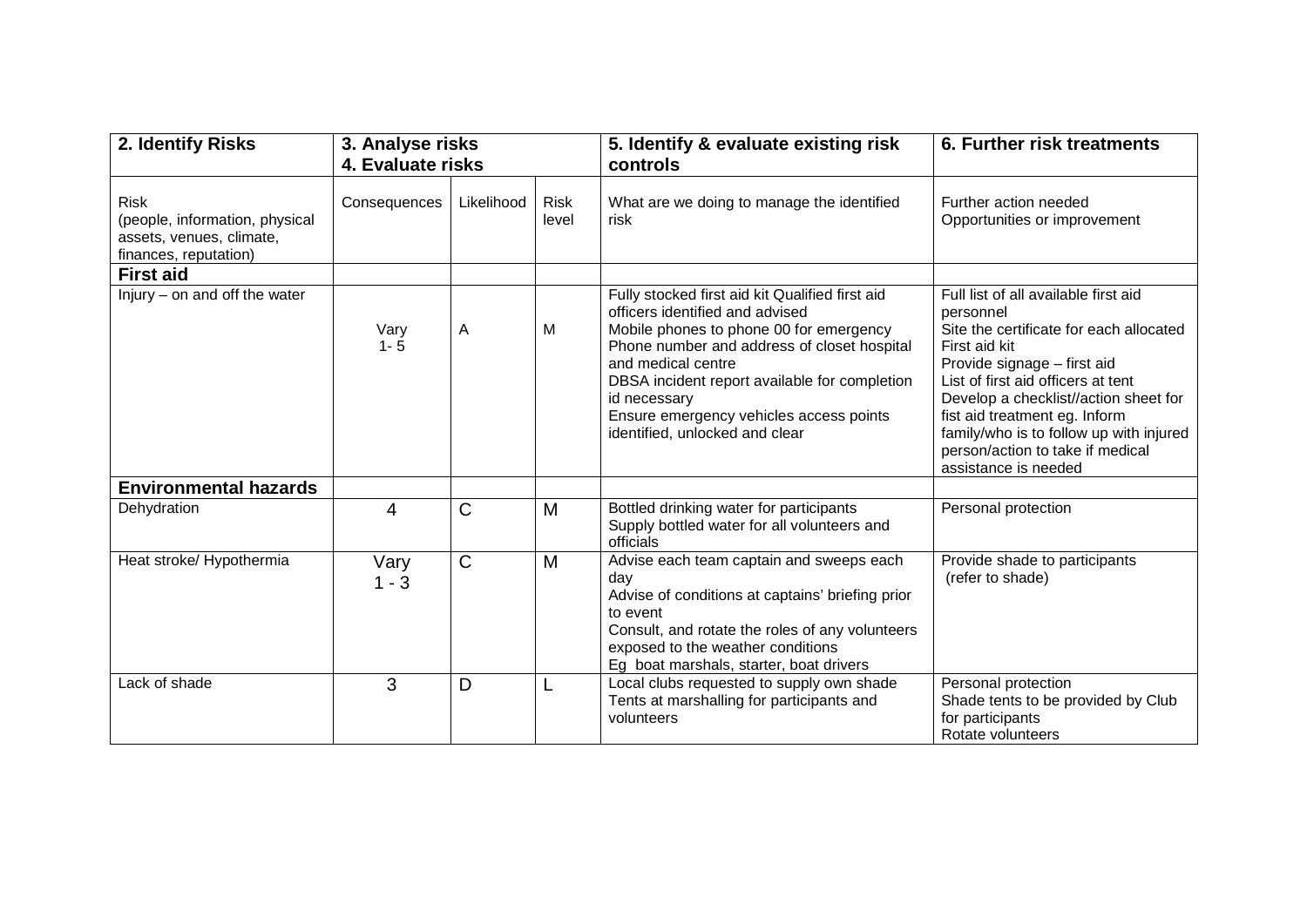| 2. Identify Risks | 3. Analyse risks 4. Evaluate risks | | | 5. Identify & evaluate existing risk controls | 6. Further risk treatments |
|---|---|---|---|---|---|
| Risk (people, information, physical assets, venues, climate, finances, reputation) | Consequences | Likelihood | Risk level | What are we doing to manage the identified risk | Further action needed Opportunities or improvement |
| **First aid** | | | | | |
| Injury – on and off the water | Vary 1- 5 | A | M | Fully stocked first aid kit Qualified first aid officers identified and advised<br>Mobile phones to phone 00 for emergency<br>Phone number and address of closet hospital and medical centre<br>DBSA incident report available for completion id necessary<br>Ensure emergency vehicles access points identified, unlocked and clear | Full list of all available first aid personnel<br>Site the certificate for each allocated First aid kit<br>Provide signage – first aid<br>List of first aid officers at tent<br>Develop a checklist//action sheet for fist aid treatment eg. Inform family/who is to follow up with injured person/action to take if medical assistance is needed |
| **Environmental hazards** | | | | | |
| Dehydration | 4 | C | M | Bottled drinking water for participants<br>Supply bottled water for all volunteers and officials | Personal protection |
| Heat stroke/ Hypothermia | Vary 1 - 3 | C | M | Advise each team captain and sweeps each day<br>Advise of conditions at captains' briefing prior to event<br>Consult, and rotate the roles of any volunteers exposed to the weather conditions<br>Eg boat marshals, starter, boat drivers | Provide shade to participants (refer to shade) |
| Lack of shade | 3 | D | L | Local clubs requested to supply own shade<br>Tents at marshalling for participants and volunteers | Personal protection<br>Shade tents to be provided by Club for participants<br>Rotate volunteers |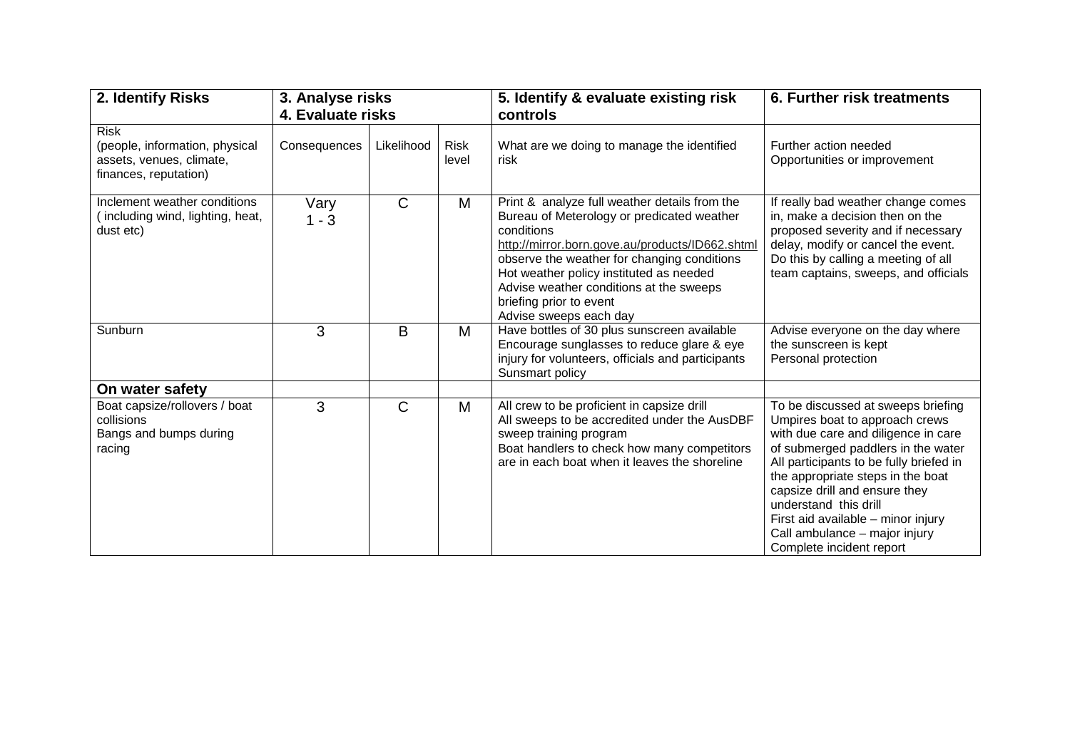| 2. Identify Risks | 3. Analyse risks<br>4. Evaluate risks | | | 5. Identify & evaluate existing risk controls | 6. Further risk treatments |
|---|---|---|---|---|---|
| Risk<br>(people, information, physical assets, venues, climate, finances, reputation) | Consequences | Likelihood | Risk level | What are we doing to manage the identified risk | Further action needed<br>Opportunities or improvement |
| Inclement weather conditions ( including wind, lighting, heat, dust etc) | Vary<br>1 - 3 | C | M | Print & analyze full weather details from the Bureau of Meterology or predicated weather conditions<br>http://mirror.born.gove.au/products/ID662.shtml<br>observe the weather for changing conditions<br>Hot weather policy instituted as needed<br>Advise weather conditions at the sweeps briefing prior to event<br>Advise sweeps each day | If really bad weather change comes in, make a decision then on the proposed severity and if necessary delay, modify or cancel the event. Do this by calling a meeting of all team captains, sweeps, and officials |
| Sunburn | 3 | B | M | Have bottles of 30 plus sunscreen available<br>Encourage sunglasses to reduce glare & eye injury for volunteers, officials and participants<br>Sunsmart policy | Advise everyone on the day where the sunscreen is kept<br>Personal protection |
| **On water safety** | | | | | |
| Boat capsize/rollovers / boat collisions<br>Bangs and bumps during racing | 3 | C | M | All crew to be proficient in capsize drill<br>All sweeps to be accredited under the AusDBF sweep training program<br>Boat handlers to check how many competitors are in each boat when it leaves the shoreline | To be discussed at sweeps briefing<br>Umpires boat to approach crews with due care and diligence in care of submerged paddlers in the water<br>All participants to be fully briefed in the appropriate steps in the boat capsize drill and ensure they understand this drill<br>First aid available – minor injury<br>Call ambulance – major injury<br>Complete incident report |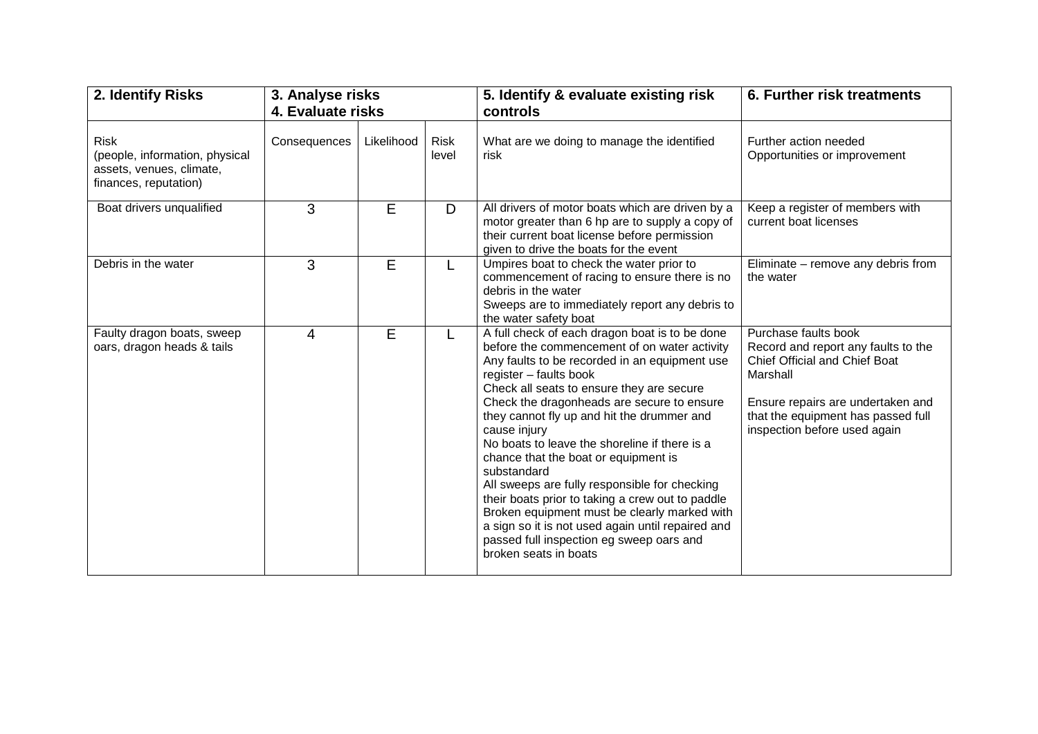| 2. Identify Risks | 3. Analyse risks 4. Evaluate risks | | | 5. Identify & evaluate existing risk controls | 6. Further risk treatments |
|---|---|---|---|---|---|
| Risk (people, information, physical assets, venues, climate, finances, reputation) | Consequences | Likelihood | Risk level | What are we doing to manage the identified risk | Further action needed Opportunities or improvement |
| Boat drivers unqualified | 3 | E | D | All drivers of motor boats which are driven by a motor greater than 6 hp are to supply a copy of their current boat license before permission given to drive the boats for the event | Keep a register of members with current boat licenses |
| Debris in the water | 3 | E | L | Umpires boat to check the water prior to commencement of racing to ensure there is no debris in the water<br>Sweeps are to immediately report any debris to the water safety boat | Eliminate – remove any debris from the water |
| Faulty dragon boats, sweep oars, dragon heads & tails | 4 | E | L | A full check of each dragon boat is to be done before the commencement of on water activity<br>Any faults to be recorded in an equipment use register – faults book<br>Check all seats to ensure they are secure<br>Check the dragonheads are secure to ensure they cannot fly up and hit the drummer and cause injury<br>No boats to leave the shoreline if there is a chance that the boat or equipment is substandard<br>All sweeps are fully responsible for checking their boats prior to taking a crew out to paddle<br>Broken equipment must be clearly marked with a sign so it is not used again until repaired and passed full inspection eg sweep oars and broken seats in boats | Purchase faults book<br>Record and report any faults to the Chief Official and Chief Boat Marshall<br><br>Ensure repairs are undertaken and that the equipment has passed full inspection before used again |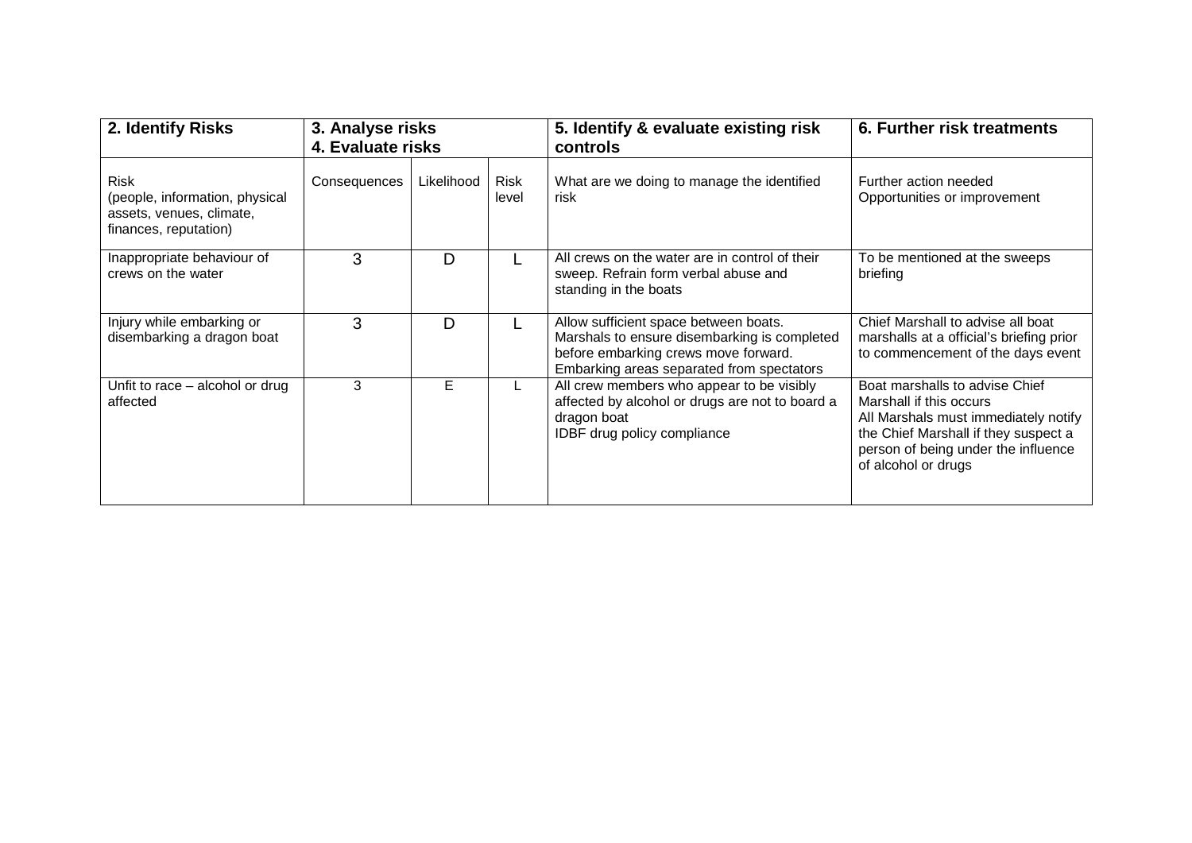| 2. Identify Risks | 3. Analyse risks 4. Evaluate risks | | | 5. Identify & evaluate existing risk controls | 6. Further risk treatments |
|---|---|---|---|---|---|
| Risk (people, information, physical assets, venues, climate, finances, reputation) | Consequences | Likelihood | Risk level | What are we doing to manage the identified risk | Further action needed Opportunities or improvement |
| Inappropriate behaviour of crews on the water | 3 | D | L | All crews on the water are in control of their sweep. Refrain form verbal abuse and standing in the boats | To be mentioned at the sweeps briefing |
| Injury while embarking or disembarking a dragon boat | 3 | D | L | Allow sufficient space between boats. Marshals to ensure disembarking is completed before embarking crews move forward. Embarking areas separated from spectators | Chief Marshall to advise all boat marshalls at a official's briefing prior to commencement of the days event |
| Unfit to race – alcohol or drug affected | 3 | E | L | All crew members who appear to be visibly affected by alcohol or drugs are not to board a dragon boat IDBF drug policy compliance | Boat marshalls to advise Chief Marshall if this occurs All Marshals must immediately notify the Chief Marshall if they suspect a person of being under the influence of alcohol or drugs |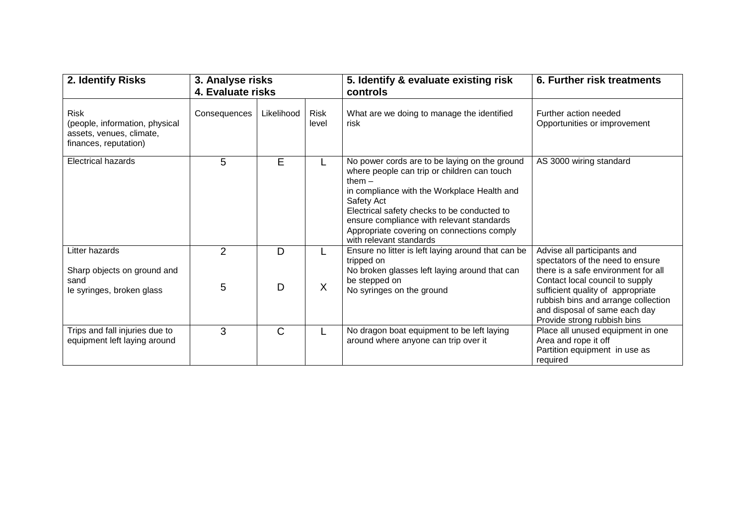| 2. Identify Risks | 3. Analyse risks<br>4. Evaluate risks | | | 5. Identify & evaluate existing risk controls | 6. Further risk treatments |
|---|---|---|---|---|---|
| Risk<br>(people, information, physical assets, venues, climate, finances, reputation) | Consequences | Likelihood | Risk level | What are we doing to manage the identified risk | Further action needed<br>Opportunities or improvement |
| Electrical hazards | 5 | E | L | No power cords are to be laying on the ground where people can trip or children can touch them –<br>in compliance with the Workplace Health and Safety Act<br>Electrical safety checks to be conducted to ensure compliance with relevant standards<br>Appropriate covering on connections comply with relevant standards | AS 3000 wiring standard |
| Litter hazards<br><br>Sharp objects on ground and sand<br>Ie syringes, broken glass | 2<br><br>5 | D<br><br>D | L<br><br>X | Ensure no litter is left laying around that can be tripped on<br>No broken glasses left laying around that can be stepped on<br>No syringes on the ground | Advise all participants and spectators of the need to ensure there is a safe environment for all<br>Contact local council to supply sufficient quality of appropriate rubbish bins and arrange collection and disposal of same each day<br>Provide strong rubbish bins |
| Trips and fall injuries due to equipment left laying around | 3 | C | L | No dragon boat equipment to be left laying around where anyone can trip over it | Place all unused equipment in one Area and rope it off<br>Partition equipment in use as required |